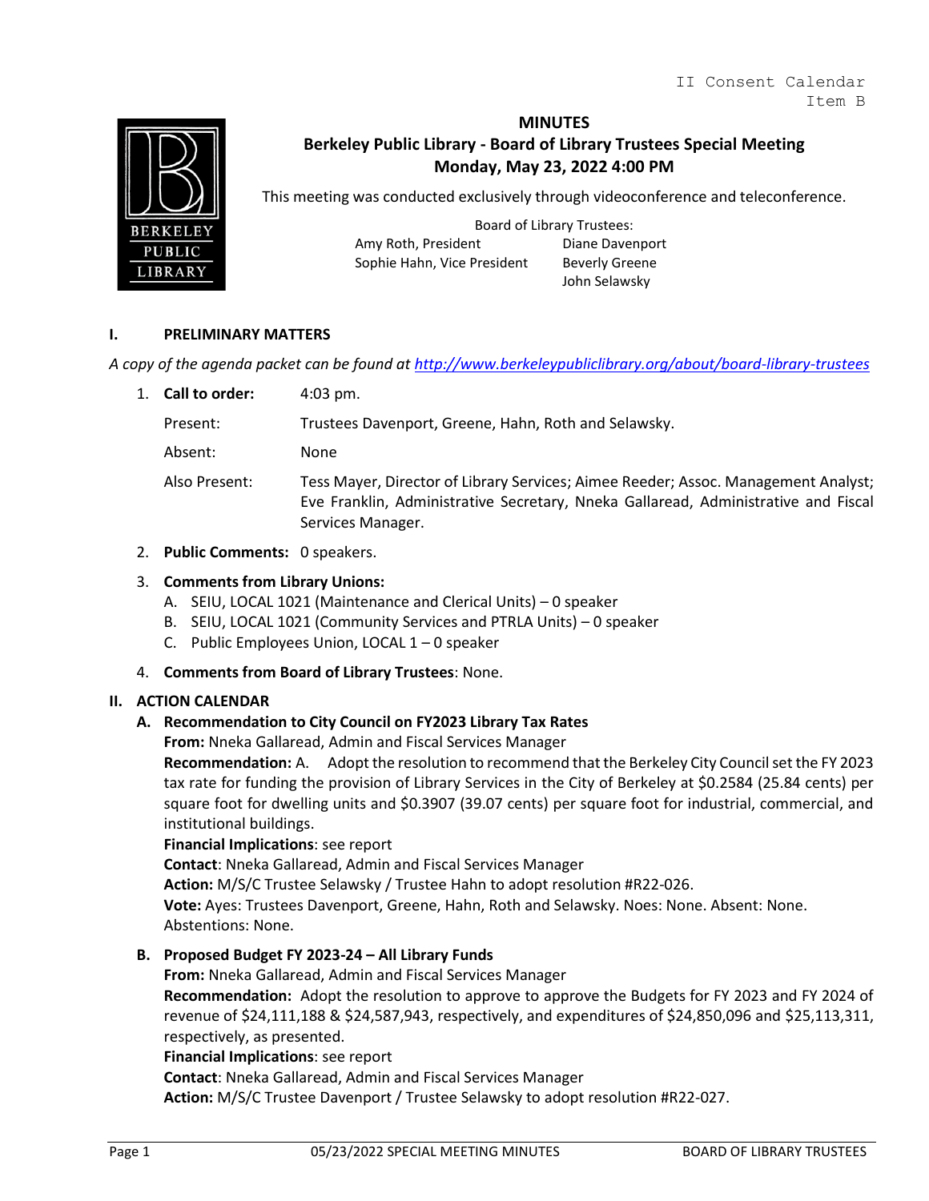II Consent Calendar
Item B

# MINUTES
## Berkeley Public Library - Board of Library Trustees Special Meeting
## Monday, May 23, 2022 4:00 PM

This meeting was conducted exclusively through videoconference and teleconference.

Board of Library Trustees:

Amy Roth, President
Sophie Hahn, Vice President
Diane Davenport
Beverly Greene
John Selawsky

## I. PRELIMINARY MATTERS

*A copy of the agenda packet can be found at http://www.berkeleypubliclibrary.org/about/board-library-trustees*

1. **Call to order:** 4:03 pm.

   Present: Trustees Davenport, Greene, Hahn, Roth and Selawsky.

   Absent: None

   Also Present: Tess Mayer, Director of Library Services; Aimee Reeder; Assoc. Management Analyst; Eve Franklin, Administrative Secretary, Nneka Gallaread, Administrative and Fiscal Services Manager.

2. **Public Comments:** 0 speakers.

3. **Comments from Library Unions:**
   A. SEIU, LOCAL 1021 (Maintenance and Clerical Units) – 0 speaker
   B. SEIU, LOCAL 1021 (Community Services and PTRLA Units) – 0 speaker
   C. Public Employees Union, LOCAL 1 – 0 speaker

4. **Comments from Board of Library Trustees**: None.

## II. ACTION CALENDAR

### A. Recommendation to City Council on FY2023 Library Tax Rates

**From:** Nneka Gallaread, Admin and Fiscal Services Manager

**Recommendation:** A. Adopt the resolution to recommend that the Berkeley City Council set the FY 2023 tax rate for funding the provision of Library Services in the City of Berkeley at $0.2584 (25.84 cents) per square foot for dwelling units and $0.3907 (39.07 cents) per square foot for industrial, commercial, and institutional buildings.

**Financial Implications**: see report

**Contact**: Nneka Gallaread, Admin and Fiscal Services Manager

**Action:** M/S/C Trustee Selawsky / Trustee Hahn to adopt resolution #R22-026.

**Vote:** Ayes: Trustees Davenport, Greene, Hahn, Roth and Selawsky. Noes: None. Absent: None. Abstentions: None.

### B. Proposed Budget FY 2023-24 – All Library Funds

**From:** Nneka Gallaread, Admin and Fiscal Services Manager

**Recommendation:** Adopt the resolution to approve to approve the Budgets for FY 2023 and FY 2024 of revenue of $24,111,188 & $24,587,943, respectively, and expenditures of $24,850,096 and $25,113,311, respectively, as presented.

**Financial Implications**: see report

**Contact**: Nneka Gallaread, Admin and Fiscal Services Manager

**Action:** M/S/C Trustee Davenport / Trustee Selawsky to adopt resolution #R22-027.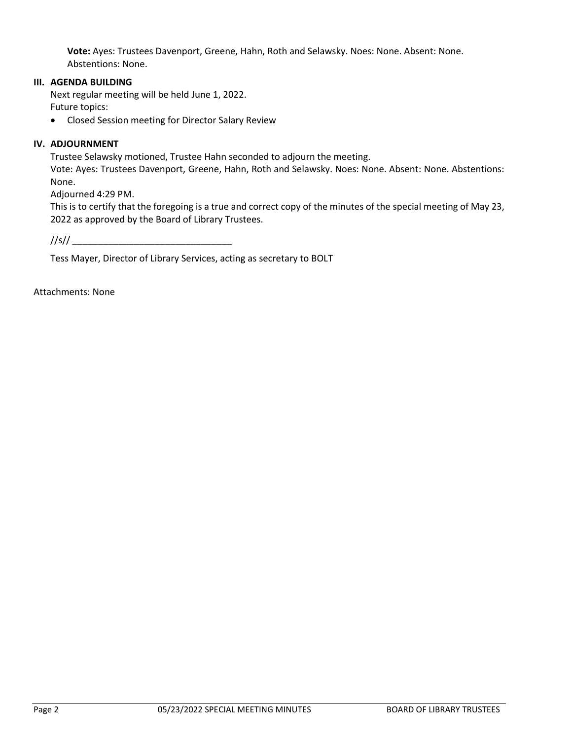**Vote:** Ayes: Trustees Davenport, Greene, Hahn, Roth and Selawsky. Noes: None. Absent: None. Abstentions: None.

## III. AGENDA BUILDING

Next regular meeting will be held June 1, 2022.
Future topics:

- Closed Session meeting for Director Salary Review

## IV. ADJOURNMENT

Trustee Selawsky motioned, Trustee Hahn seconded to adjourn the meeting.
Vote: Ayes: Trustees Davenport, Greene, Hahn, Roth and Selawsky. Noes: None. Absent: None. Abstentions: None.
Adjourned 4:29 PM.
This is to certify that the foregoing is a true and correct copy of the minutes of the special meeting of May 23, 2022 as approved by the Board of Library Trustees.

//s// _______________________________

Tess Mayer, Director of Library Services, acting as secretary to BOLT

Attachments: None